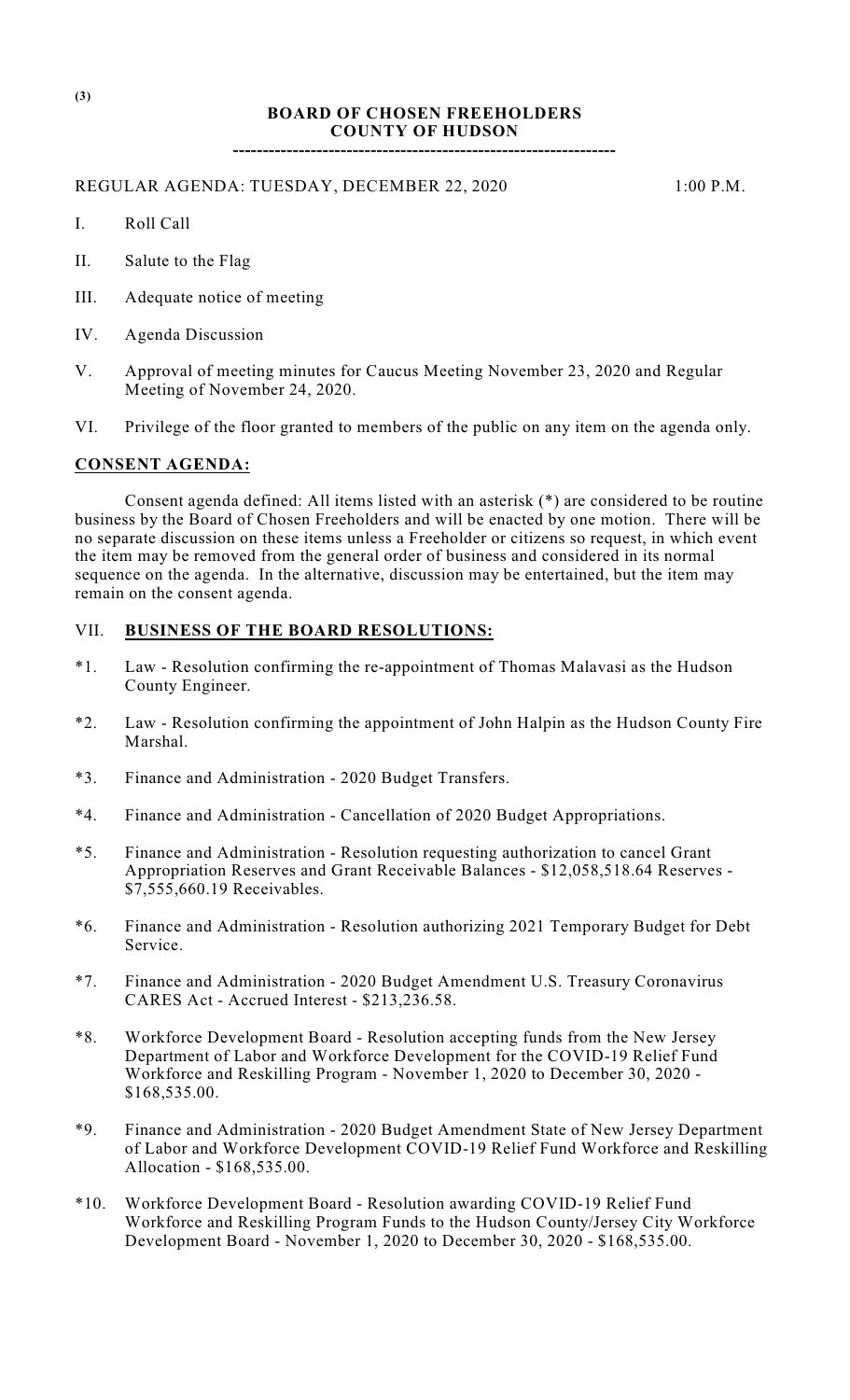(3)

# BOARD OF CHOSEN FREEHOLDERS
# COUNTY OF HUDSON

---

REGULAR AGENDA: TUESDAY, DECEMBER 22, 2020 1:00 P.M.

I. Roll Call

II. Salute to the Flag

III. Adequate notice of meeting

IV. Agenda Discussion

V. Approval of meeting minutes for Caucus Meeting November 23, 2020 and Regular Meeting of November 24, 2020.

VI. Privilege of the floor granted to members of the public on any item on the agenda only.

## CONSENT AGENDA:

Consent agenda defined: All items listed with an asterisk (*) are considered to be routine business by the Board of Chosen Freeholders and will be enacted by one motion. There will be no separate discussion on these items unless a Freeholder or citizens so request, in which event the item may be removed from the general order of business and considered in its normal sequence on the agenda. In the alternative, discussion may be entertained, but the item may remain on the consent agenda.

## VII. BUSINESS OF THE BOARD RESOLUTIONS:

*1. Law - Resolution confirming the re-appointment of Thomas Malavasi as the Hudson County Engineer.

*2. Law - Resolution confirming the appointment of John Halpin as the Hudson County Fire Marshal.

*3. Finance and Administration - 2020 Budget Transfers.

*4. Finance and Administration - Cancellation of 2020 Budget Appropriations.

*5. Finance and Administration - Resolution requesting authorization to cancel Grant Appropriation Reserves and Grant Receivable Balances - $12,058,518.64 Reserves - $7,555,660.19 Receivables.

*6. Finance and Administration - Resolution authorizing 2021 Temporary Budget for Debt Service.

*7. Finance and Administration - 2020 Budget Amendment U.S. Treasury Coronavirus CARES Act - Accrued Interest - $213,236.58.

*8. Workforce Development Board - Resolution accepting funds from the New Jersey Department of Labor and Workforce Development for the COVID-19 Relief Fund Workforce and Reskilling Program - November 1, 2020 to December 30, 2020 - $168,535.00.

*9. Finance and Administration - 2020 Budget Amendment State of New Jersey Department of Labor and Workforce Development COVID-19 Relief Fund Workforce and Reskilling Allocation - $168,535.00.

*10. Workforce Development Board - Resolution awarding COVID-19 Relief Fund Workforce and Reskilling Program Funds to the Hudson County/Jersey City Workforce Development Board - November 1, 2020 to December 30, 2020 - $168,535.00.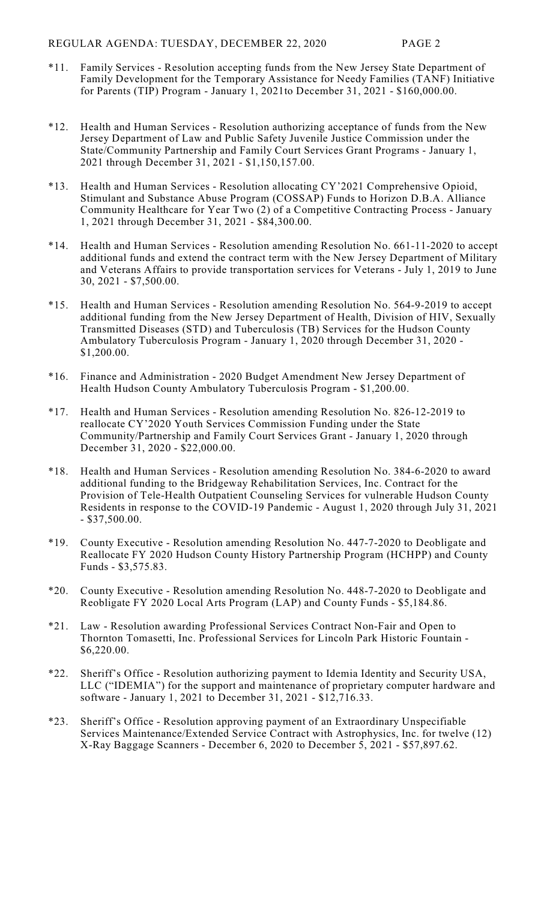*11. Family Services - Resolution accepting funds from the New Jersey State Department of Family Development for the Temporary Assistance for Needy Families (TANF) Initiative for Parents (TIP) Program - January 1, 2021to December 31, 2021 - $160,000.00.

*12. Health and Human Services - Resolution authorizing acceptance of funds from the New Jersey Department of Law and Public Safety Juvenile Justice Commission under the State/Community Partnership and Family Court Services Grant Programs - January 1, 2021 through December 31, 2021 - $1,150,157.00.

*13. Health and Human Services - Resolution allocating CY'2021 Comprehensive Opioid, Stimulant and Substance Abuse Program (COSSAP) Funds to Horizon D.B.A. Alliance Community Healthcare for Year Two (2) of a Competitive Contracting Process - January 1, 2021 through December 31, 2021 - $84,300.00.

*14. Health and Human Services - Resolution amending Resolution No. 661-11-2020 to accept additional funds and extend the contract term with the New Jersey Department of Military and Veterans Affairs to provide transportation services for Veterans - July 1, 2019 to June 30, 2021 - $7,500.00.

*15. Health and Human Services - Resolution amending Resolution No. 564-9-2019 to accept additional funding from the New Jersey Department of Health, Division of HIV, Sexually Transmitted Diseases (STD) and Tuberculosis (TB) Services for the Hudson County Ambulatory Tuberculosis Program - January 1, 2020 through December 31, 2020 - $1,200.00.

*16. Finance and Administration - 2020 Budget Amendment New Jersey Department of Health Hudson County Ambulatory Tuberculosis Program - $1,200.00.

*17. Health and Human Services - Resolution amending Resolution No. 826-12-2019 to reallocate CY'2020 Youth Services Commission Funding under the State Community/Partnership and Family Court Services Grant - January 1, 2020 through December 31, 2020 - $22,000.00.

*18. Health and Human Services - Resolution amending Resolution No. 384-6-2020 to award additional funding to the Bridgeway Rehabilitation Services, Inc. Contract for the Provision of Tele-Health Outpatient Counseling Services for vulnerable Hudson County Residents in response to the COVID-19 Pandemic - August 1, 2020 through July 31, 2021 - $37,500.00.

*19. County Executive - Resolution amending Resolution No. 447-7-2020 to Deobligate and Reallocate FY 2020 Hudson County History Partnership Program (HCHPP) and County Funds - $3,575.83.

*20. County Executive - Resolution amending Resolution No. 448-7-2020 to Deobligate and Reobligate FY 2020 Local Arts Program (LAP) and County Funds - $5,184.86.

*21. Law - Resolution awarding Professional Services Contract Non-Fair and Open to Thornton Tomasetti, Inc. Professional Services for Lincoln Park Historic Fountain - $6,220.00.

*22. Sheriff's Office - Resolution authorizing payment to Idemia Identity and Security USA, LLC ("IDEMIA") for the support and maintenance of proprietary computer hardware and software - January 1, 2021 to December 31, 2021 - $12,716.33.

*23. Sheriff's Office - Resolution approving payment of an Extraordinary Unspecifiable Services Maintenance/Extended Service Contract with Astrophysics, Inc. for twelve (12) X-Ray Baggage Scanners - December 6, 2020 to December 5, 2021 - $57,897.62.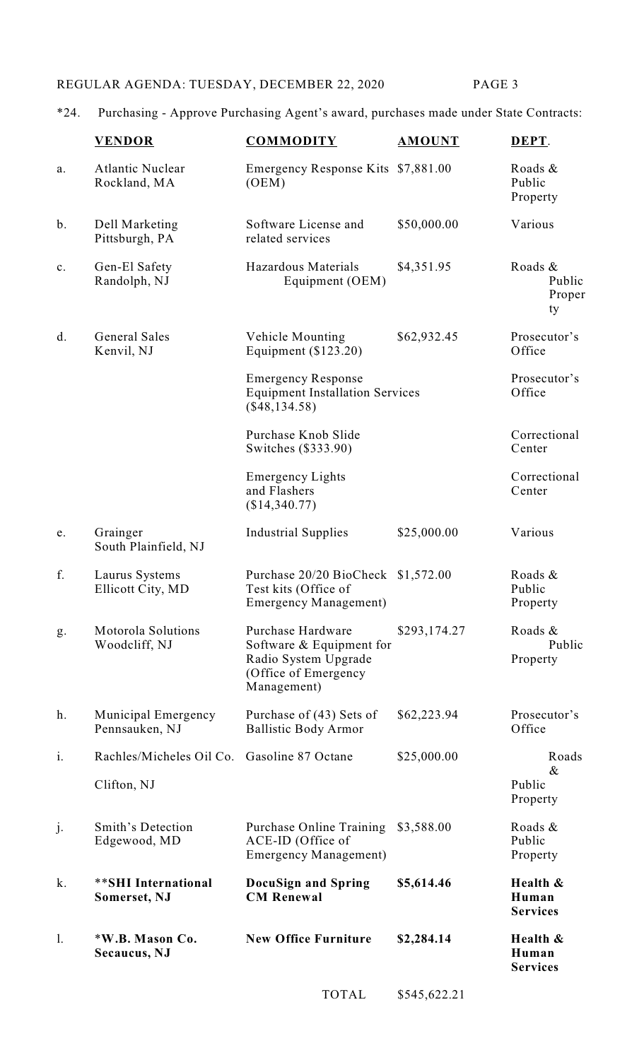REGULAR AGENDA: TUESDAY, DECEMBER 22, 2020

*24. Purchasing - Approve Purchasing Agent's award, purchases made under State Contracts:

| | **VENDOR** | **COMMODITY** | **AMOUNT** | **DEPT.** |
|---|---|---|---|---|
| a. | Atlantic Nuclear Rockland, MA | Emergency Response Kits (OEM) | $7,881.00 | Roads & Public Property |
| b. | Dell Marketing Pittsburgh, PA | Software License and related services | $50,000.00 | Various |
| c. | Gen-El Safety Randolph, NJ | Hazardous Materials Equipment (OEM) | $4,351.95 | Roads & Public Property |
| d. | General Sales Kenvil, NJ | Vehicle Mounting Equipment ($123.20) | $62,932.45 | Prosecutor's Office |
| | | Emergency Response Equipment Installation Services ($48,134.58) | | Prosecutor's Office |
| | | Purchase Knob Slide Switches ($333.90) | | Correctional Center |
| | | Emergency Lights and Flashers ($14,340.77) | | Correctional Center |
| e. | Grainger South Plainfield, NJ | Industrial Supplies | $25,000.00 | Various |
| f. | Laurus Systems Ellicott City, MD | Purchase 20/20 BioCheck Test kits (Office of Emergency Management) | $1,572.00 | Roads & Public Property |
| g. | Motorola Solutions Woodcliff, NJ | Purchase Hardware Software & Equipment for Radio System Upgrade (Office of Emergency Management) | $293,174.27 | Roads & Public Property |
| h. | Municipal Emergency Pennsauken, NJ | Purchase of (43) Sets of Ballistic Body Armor | $62,223.94 | Prosecutor's Office |
| i. | Rachles/Micheles Oil Co. Clifton, NJ | Gasoline 87 Octane | $25,000.00 | Roads & Public Property |
| j. | Smith's Detection Edgewood, MD | Purchase Online Training ACE-ID (Office of Emergency Management) | $3,588.00 | Roads & Public Property |
| k. | **\*\*SHI International Somerset, NJ** | **DocuSign and Spring CM Renewal** | **$5,614.46** | **Health & Human Services** |
| l. | **\*W.B. Mason Co. Secaucus, NJ** | **New Office Furniture** | **$2,284.14** | **Health & Human Services** |
| | | TOTAL | $545,622.21 | |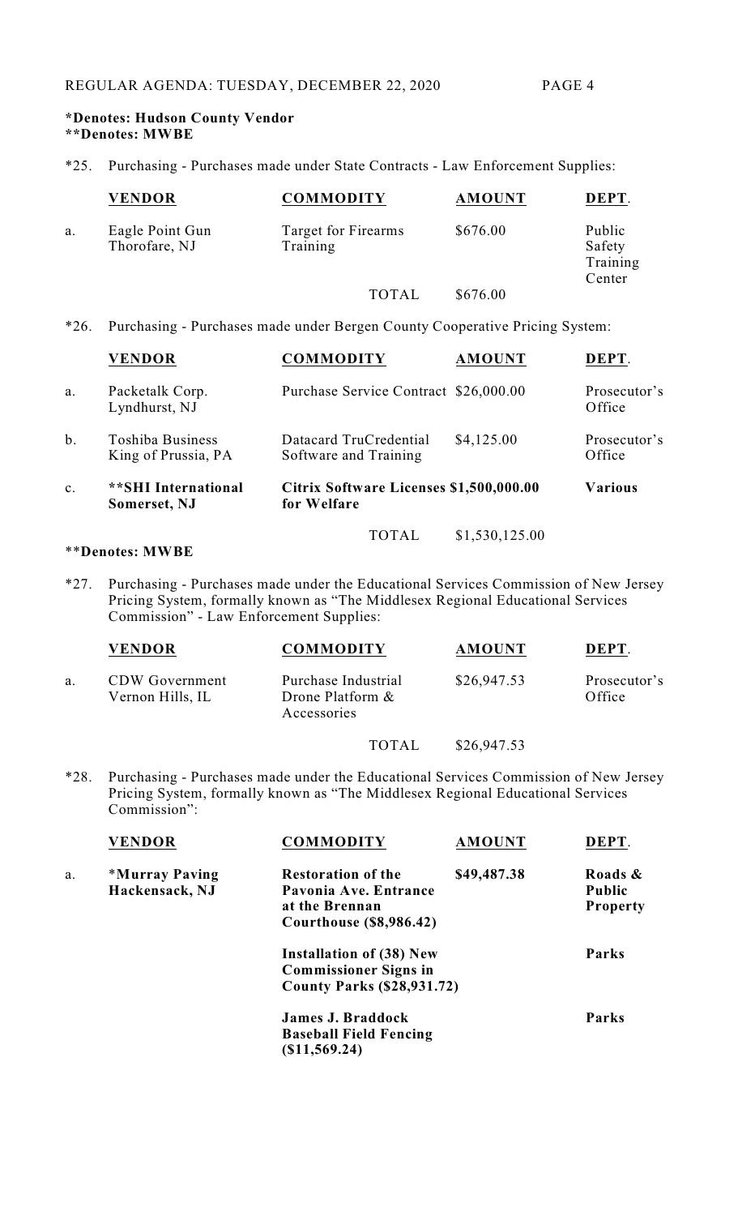**\*Denotes: Hudson County Vendor**
**\*\*Denotes: MWBE**

*25. Purchasing - Purchases made under State Contracts - Law Enforcement Supplies:

| | VENDOR | COMMODITY | AMOUNT | DEPT. |
|---|---|---|---|---|
| a. | Eagle Point Gun Thorofare, NJ | Target for Firearms Training | $676.00 | Public Safety Training Center |
| | | TOTAL | $676.00 | |

*26. Purchasing - Purchases made under Bergen County Cooperative Pricing System:

| | VENDOR | COMMODITY | AMOUNT | DEPT. |
|---|---|---|---|---|
| a. | Packetalk Corp. Lyndhurst, NJ | Purchase Service Contract | $26,000.00 | Prosecutor's Office |
| b. | Toshiba Business King of Prussia, PA | Datacard TruCredential Software and Training | $4,125.00 | Prosecutor's Office |
| c. | **\*\*SHI International Somerset, NJ** | **Citrix Software Licenses for Welfare** | **$1,500,000.00** | **Various** |
| | | TOTAL | $1,530,125.00 | |

\*\*Denotes: MWBE

*27. Purchasing - Purchases made under the Educational Services Commission of New Jersey Pricing System, formally known as "The Middlesex Regional Educational Services Commission" - Law Enforcement Supplies:

| | VENDOR | COMMODITY | AMOUNT | DEPT. |
|---|---|---|---|---|
| a. | CDW Government Vernon Hills, IL | Purchase Industrial Drone Platform & Accessories | $26,947.53 | Prosecutor's Office |
| | | TOTAL | $26,947.53 | |

*28. Purchasing - Purchases made under the Educational Services Commission of New Jersey Pricing System, formally known as "The Middlesex Regional Educational Services Commission":

| | VENDOR | COMMODITY | AMOUNT | DEPT. |
|---|---|---|---|---|
| a. | **\*Murray Paving Hackensack, NJ** | **Restoration of the Pavonia Ave. Entrance at the Brennan Courthouse ($8,986.42)** | **$49,487.38** | **Roads & Public Property** |
| | | **Installation of (38) New Commissioner Signs in County Parks ($28,931.72)** | | **Parks** |
| | | **James J. Braddock Baseball Field Fencing ($11,569.24)** | | **Parks** |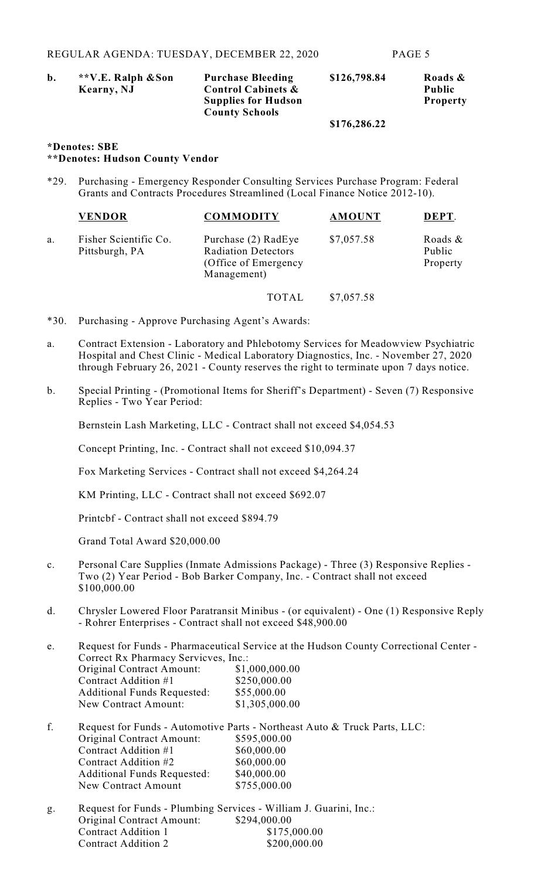| | | | | |
|---|---|---|---|---|
| **b.** | **\*\*V.E. Ralph &Son Kearny, NJ** | **Purchase Bleeding Control Cabinets & Supplies for Hudson County Schools** | **$126,798.84** | **Roads & Public Property** |
| | | | **$176,286.22** | |

**\*Denotes: SBE**
**\*\*Denotes: Hudson County Vendor**

\*29. Purchasing - Emergency Responder Consulting Services Purchase Program: Federal Grants and Contracts Procedures Streamlined (Local Finance Notice 2012-10).

| | VENDOR | COMMODITY | AMOUNT | DEPT. |
|---|---|---|---|---|
| a. | Fisher Scientific Co. Pittsburgh, PA | Purchase (2) RadEye Radiation Detectors (Office of Emergency Management) | $7,057.58 | Roads & Public Property |
| | | TOTAL | $7,057.58 | |

\*30. Purchasing - Approve Purchasing Agent's Awards:

a. Contract Extension - Laboratory and Phlebotomy Services for Meadowview Psychiatric Hospital and Chest Clinic - Medical Laboratory Diagnostics, Inc. - November 27, 2020 through February 26, 2021 - County reserves the right to terminate upon 7 days notice.

b. Special Printing - (Promotional Items for Sheriff's Department) - Seven (7) Responsive Replies - Two Year Period:

Bernstein Lash Marketing, LLC - Contract shall not exceed $4,054.53

Concept Printing, Inc. - Contract shall not exceed $10,094.37

Fox Marketing Services - Contract shall not exceed $4,264.24

KM Printing, LLC - Contract shall not exceed $692.07

Printcbf - Contract shall not exceed $894.79

Grand Total Award $20,000.00

c. Personal Care Supplies (Inmate Admissions Package) - Three (3) Responsive Replies - Two (2) Year Period - Bob Barker Company, Inc. - Contract shall not exceed $100,000.00

d. Chrysler Lowered Floor Paratransit Minibus - (or equivalent) - One (1) Responsive Reply - Rohrer Enterprises - Contract shall not exceed $48,900.00

e. Request for Funds - Pharmaceutical Service at the Hudson County Correctional Center - Correct Rx Pharmacy Servicves, Inc.:

| | |
|---|---|
| Original Contract Amount: | $1,000,000.00 |
| Contract Addition #1 | $250,000.00 |
| Additional Funds Requested: | $55,000.00 |
| New Contract Amount: | $1,305,000.00 |

f. Request for Funds - Automotive Parts - Northeast Auto & Truck Parts, LLC:

| | |
|---|---|
| Original Contract Amount: | $595,000.00 |
| Contract Addition #1 | $60,000.00 |
| Contract Addition #2 | $60,000.00 |
| Additional Funds Requested: | $40,000.00 |
| New Contract Amount | $755,000.00 |

g. Request for Funds - Plumbing Services - William J. Guarini, Inc.:

| | |
|---|---|
| Original Contract Amount: | $294,000.00 |
| Contract Addition 1 | $175,000.00 |
| Contract Addition 2 | $200,000.00 |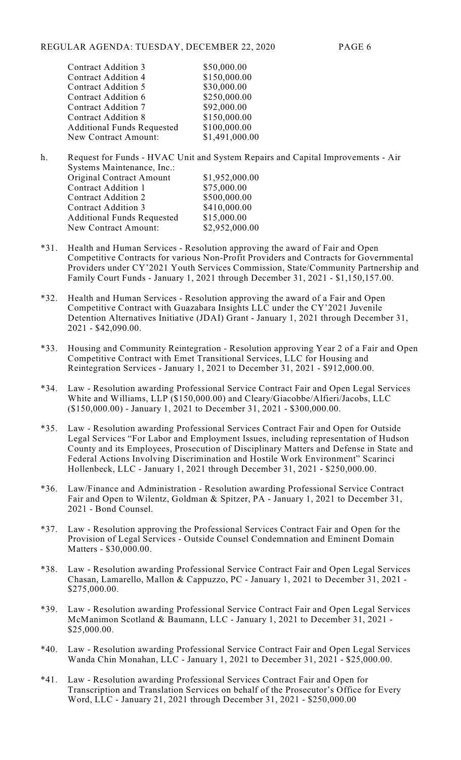| | |
|---|---|
| Contract Addition 3 | $50,000.00 |
| Contract Addition 4 | $150,000.00 |
| Contract Addition 5 | $30,000.00 |
| Contract Addition 6 | $250,000.00 |
| Contract Addition 7 | $92,000.00 |
| Contract Addition 8 | $150,000.00 |
| Additional Funds Requested | $100,000.00 |
| New Contract Amount: | $1,491,000.00 |

h. Request for Funds - HVAC Unit and System Repairs and Capital Improvements - Air Systems Maintenance, Inc.:

| | |
|---|---|
| Original Contract Amount | $1,952,000.00 |
| Contract Addition 1 | $75,000.00 |
| Contract Addition 2 | $500,000.00 |
| Contract Addition 3 | $410,000.00 |
| Additional Funds Requested | $15,000.00 |
| New Contract Amount: | $2,952,000.00 |

*31. Health and Human Services - Resolution approving the award of Fair and Open Competitive Contracts for various Non-Profit Providers and Contracts for Governmental Providers under CY'2021 Youth Services Commission, State/Community Partnership and Family Court Funds - January 1, 2021 through December 31, 2021 - $1,150,157.00.

*32. Health and Human Services - Resolution approving the award of a Fair and Open Competitive Contract with Guazabara Insights LLC under the CY'2021 Juvenile Detention Alternatives Initiative (JDAI) Grant - January 1, 2021 through December 31, 2021 - $42,090.00.

*33. Housing and Community Reintegration - Resolution approving Year 2 of a Fair and Open Competitive Contract with Emet Transitional Services, LLC for Housing and Reintegration Services - January 1, 2021 to December 31, 2021 - $912,000.00.

*34. Law - Resolution awarding Professional Service Contract Fair and Open Legal Services White and Williams, LLP ($150,000.00) and Cleary/Giacobbe/Alfieri/Jacobs, LLC ($150,000.00) - January 1, 2021 to December 31, 2021 - $300,000.00.

*35. Law - Resolution awarding Professional Services Contract Fair and Open for Outside Legal Services "For Labor and Employment Issues, including representation of Hudson County and its Employees, Prosecution of Disciplinary Matters and Defense in State and Federal Actions Involving Discrimination and Hostile Work Environment" Scarinci Hollenbeck, LLC - January 1, 2021 through December 31, 2021 - $250,000.00.

*36. Law/Finance and Administration - Resolution awarding Professional Service Contract Fair and Open to Wilentz, Goldman & Spitzer, PA - January 1, 2021 to December 31, 2021 - Bond Counsel.

*37. Law - Resolution approving the Professional Services Contract Fair and Open for the Provision of Legal Services - Outside Counsel Condemnation and Eminent Domain Matters - $30,000.00.

*38. Law - Resolution awarding Professional Service Contract Fair and Open Legal Services Chasan, Lamarello, Mallon & Cappuzzo, PC - January 1, 2021 to December 31, 2021 - $275,000.00.

*39. Law - Resolution awarding Professional Service Contract Fair and Open Legal Services McManimon Scotland & Baumann, LLC - January 1, 2021 to December 31, 2021 - $25,000.00.

*40. Law - Resolution awarding Professional Service Contract Fair and Open Legal Services Wanda Chin Monahan, LLC - January 1, 2021 to December 31, 2021 - $25,000.00.

*41. Law - Resolution awarding Professional Services Contract Fair and Open for Transcription and Translation Services on behalf of the Prosecutor's Office for Every Word, LLC - January 21, 2021 through December 31, 2021 - $250,000.00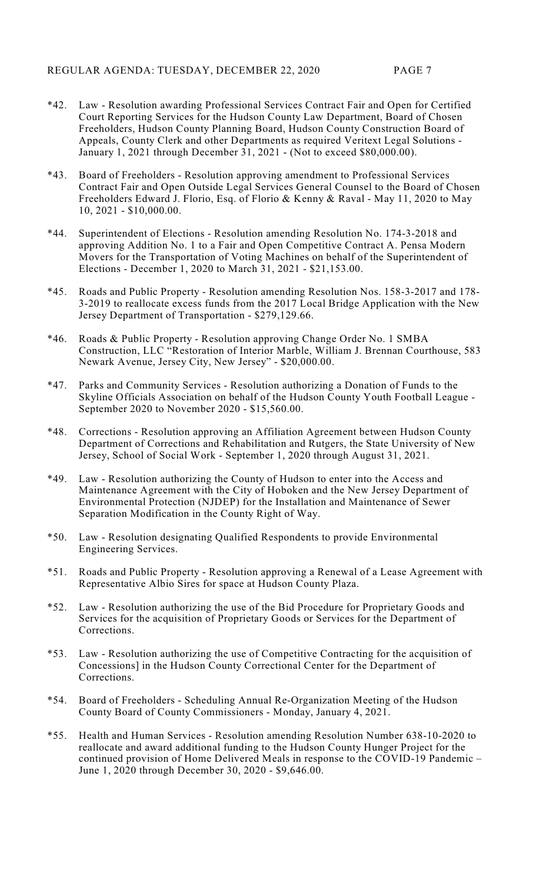*42. Law - Resolution awarding Professional Services Contract Fair and Open for Certified Court Reporting Services for the Hudson County Law Department, Board of Chosen Freeholders, Hudson County Planning Board, Hudson County Construction Board of Appeals, County Clerk and other Departments as required Veritext Legal Solutions - January 1, 2021 through December 31, 2021 - (Not to exceed $80,000.00).

*43. Board of Freeholders - Resolution approving amendment to Professional Services Contract Fair and Open Outside Legal Services General Counsel to the Board of Chosen Freeholders Edward J. Florio, Esq. of Florio & Kenny & Raval - May 11, 2020 to May 10, 2021 - $10,000.00.

*44. Superintendent of Elections - Resolution amending Resolution No. 174-3-2018 and approving Addition No. 1 to a Fair and Open Competitive Contract A. Pensa Modern Movers for the Transportation of Voting Machines on behalf of the Superintendent of Elections - December 1, 2020 to March 31, 2021 - $21,153.00.

*45. Roads and Public Property - Resolution amending Resolution Nos. 158-3-2017 and 178-3-2019 to reallocate excess funds from the 2017 Local Bridge Application with the New Jersey Department of Transportation - $279,129.66.

*46. Roads & Public Property - Resolution approving Change Order No. 1 SMBA Construction, LLC "Restoration of Interior Marble, William J. Brennan Courthouse, 583 Newark Avenue, Jersey City, New Jersey" - $20,000.00.

*47. Parks and Community Services - Resolution authorizing a Donation of Funds to the Skyline Officials Association on behalf of the Hudson County Youth Football League - September 2020 to November 2020 - $15,560.00.

*48. Corrections - Resolution approving an Affiliation Agreement between Hudson County Department of Corrections and Rehabilitation and Rutgers, the State University of New Jersey, School of Social Work - September 1, 2020 through August 31, 2021.

*49. Law - Resolution authorizing the County of Hudson to enter into the Access and Maintenance Agreement with the City of Hoboken and the New Jersey Department of Environmental Protection (NJDEP) for the Installation and Maintenance of Sewer Separation Modification in the County Right of Way.

*50. Law - Resolution designating Qualified Respondents to provide Environmental Engineering Services.

*51. Roads and Public Property - Resolution approving a Renewal of a Lease Agreement with Representative Albio Sires for space at Hudson County Plaza.

*52. Law - Resolution authorizing the use of the Bid Procedure for Proprietary Goods and Services for the acquisition of Proprietary Goods or Services for the Department of Corrections.

*53. Law - Resolution authorizing the use of Competitive Contracting for the acquisition of Concessions] in the Hudson County Correctional Center for the Department of Corrections.

*54. Board of Freeholders - Scheduling Annual Re-Organization Meeting of the Hudson County Board of County Commissioners - Monday, January 4, 2021.

*55. Health and Human Services - Resolution amending Resolution Number 638-10-2020 to reallocate and award additional funding to the Hudson County Hunger Project for the continued provision of Home Delivered Meals in response to the COVID-19 Pandemic – June 1, 2020 through December 30, 2020 - $9,646.00.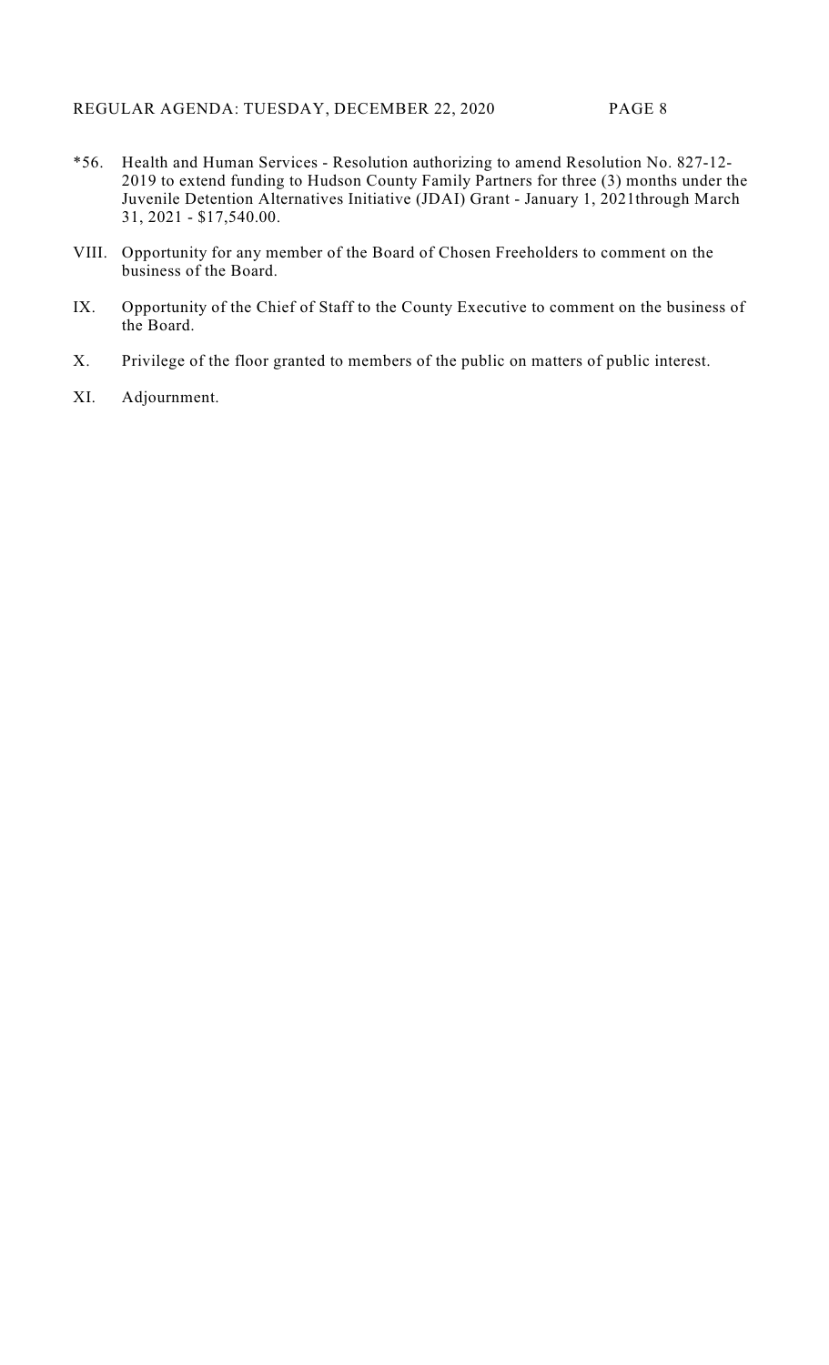*56. Health and Human Services - Resolution authorizing to amend Resolution No. 827-12-2019 to extend funding to Hudson County Family Partners for three (3) months under the Juvenile Detention Alternatives Initiative (JDAI) Grant - January 1, 2021through March 31, 2021 - $17,540.00.

VIII. Opportunity for any member of the Board of Chosen Freeholders to comment on the business of the Board.

IX. Opportunity of the Chief of Staff to the County Executive to comment on the business of the Board.

X. Privilege of the floor granted to members of the public on matters of public interest.

XI. Adjournment.